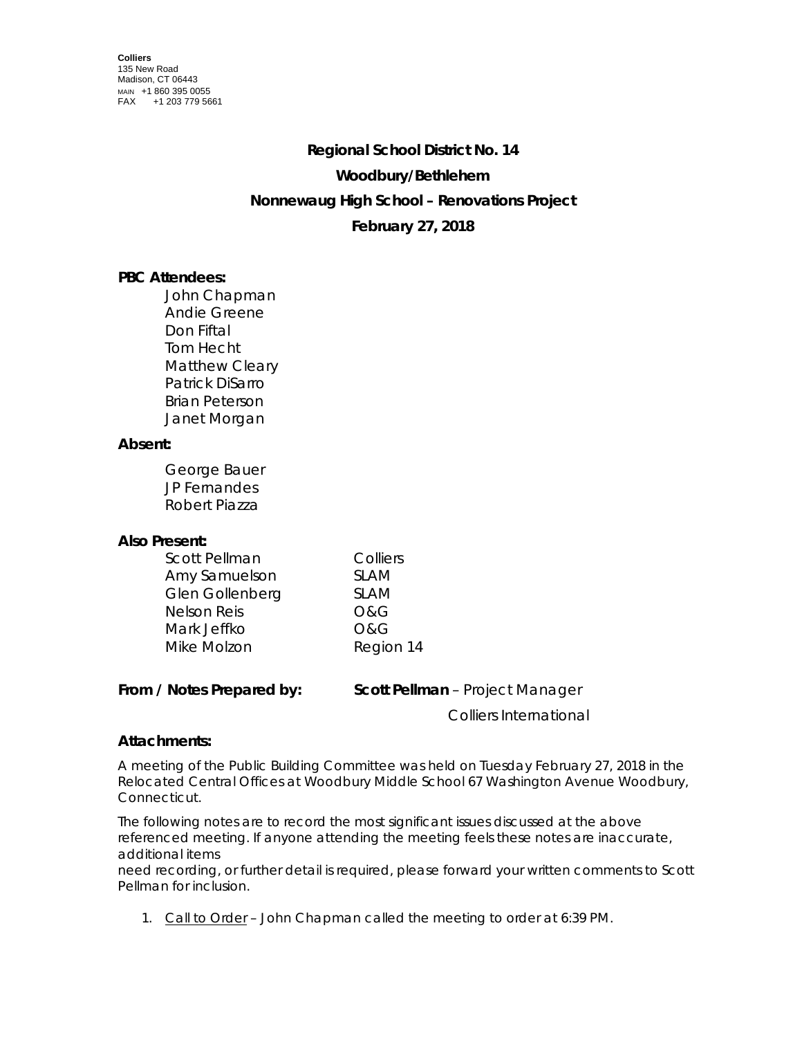**Colliers**
135 New Road
Madison, CT 06443
MAIN +1 860 395 0055
FAX +1 203 779 5661

**Regional School District No. 14**

**Woodbury/Bethlehem**

**Nonnewaug High School – Renovations Project**

**February 27, 2018**

**PBC Attendees:**

John Chapman
Andie Greene
Don Fiftal
Tom Hecht
Matthew Cleary
Patrick DiSarro
Brian Peterson
Janet Morgan

**Absent:**

George Bauer
JP Fernandes
Robert Piazza

**Also Present:**

| | |
|---|---|
| Scott Pellman | Colliers |
| Amy Samuelson | SLAM |
| Glen Gollenberg | SLAM |
| Nelson Reis | O&G |
| Mark Jeffko | O&G |
| Mike Molzon | Region 14 |

**From / Notes Prepared by:** **Scott Pellman** – Project Manager
Colliers International

**Attachments:**

A meeting of the Public Building Committee was held on Tuesday February 27, 2018 in the Relocated Central Offices at Woodbury Middle School 67 Washington Avenue Woodbury, Connecticut.

The following notes are to record the most significant issues discussed at the above referenced meeting. If anyone attending the meeting feels these notes are inaccurate, additional items
need recording, or further detail is required, please forward your written comments to Scott Pellman for inclusion.

1. Call to Order – John Chapman called the meeting to order at 6:39 PM.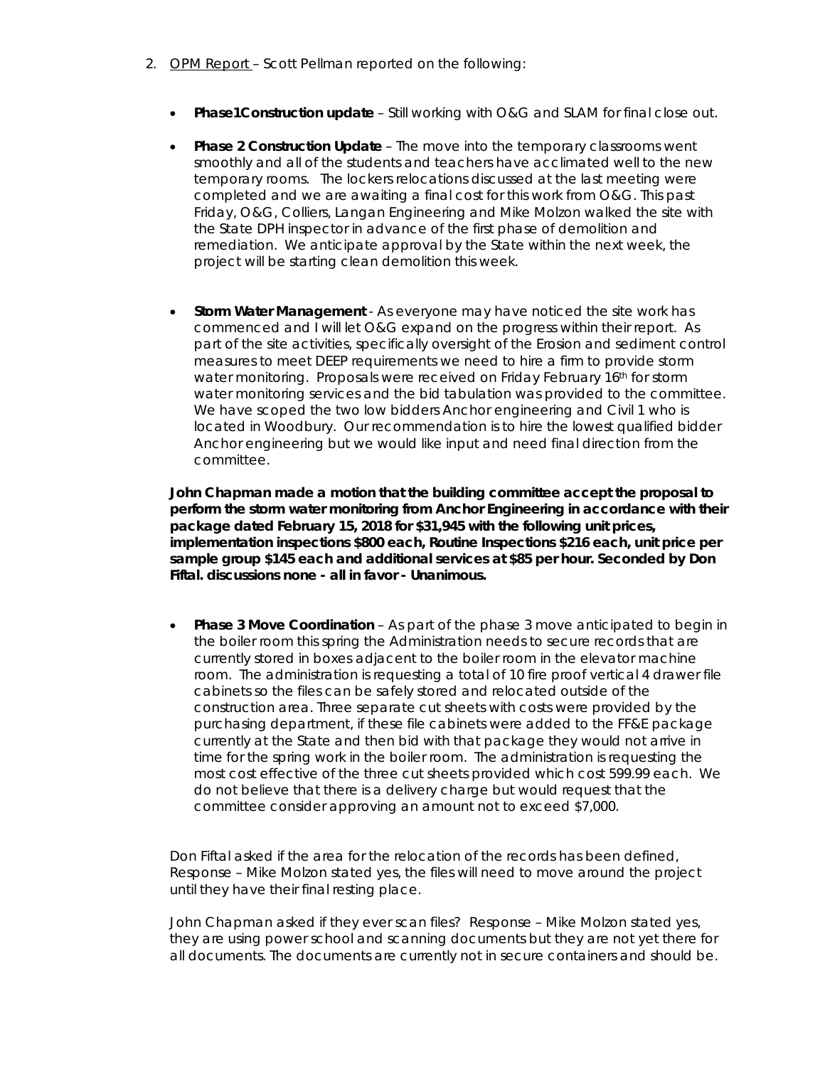2. OPM Report – Scott Pellman reported on the following:

- **Phase1Construction update** – Still working with O&G and SLAM for final close out.

- **Phase 2 Construction Update** – The move into the temporary classrooms went smoothly and all of the students and teachers have acclimated well to the new temporary rooms. The lockers relocations discussed at the last meeting were completed and we are awaiting a final cost for this work from O&G. This past Friday, O&G, Colliers, Langan Engineering and Mike Molzon walked the site with the State DPH inspector in advance of the first phase of demolition and remediation. We anticipate approval by the State within the next week, the project will be starting clean demolition this week.

- **Storm Water Management** - As everyone may have noticed the site work has commenced and I will let O&G expand on the progress within their report. As part of the site activities, specifically oversight of the Erosion and sediment control measures to meet DEEP requirements we need to hire a firm to provide storm water monitoring. Proposals were received on Friday February 16th for storm water monitoring services and the bid tabulation was provided to the committee. We have scoped the two low bidders Anchor engineering and Civil 1 who is located in Woodbury. Our recommendation is to hire the lowest qualified bidder Anchor engineering but we would like input and need final direction from the committee.

**John Chapman made a motion that the building committee accept the proposal to perform the storm water monitoring from Anchor Engineering in accordance with their package dated February 15, 2018 for $31,945 with the following unit prices, implementation inspections $800 each, Routine Inspections $216 each, unit price per sample group $145 each and additional services at $85 per hour. Seconded by Don Fiftal. discussions none - all in favor - Unanimous.**

- **Phase 3 Move Coordination** – As part of the phase 3 move anticipated to begin in the boiler room this spring the Administration needs to secure records that are currently stored in boxes adjacent to the boiler room in the elevator machine room. The administration is requesting a total of 10 fire proof vertical 4 drawer file cabinets so the files can be safely stored and relocated outside of the construction area. Three separate cut sheets with costs were provided by the purchasing department, if these file cabinets were added to the FF&E package currently at the State and then bid with that package they would not arrive in time for the spring work in the boiler room. The administration is requesting the most cost effective of the three cut sheets provided which cost 599.99 each. We do not believe that there is a delivery charge but would request that the committee consider approving an amount not to exceed $7,000.

Don Fiftal asked if the area for the relocation of the records has been defined, Response – Mike Molzon stated yes, the files will need to move around the project until they have their final resting place.

John Chapman asked if they ever scan files? Response – Mike Molzon stated yes, they are using power school and scanning documents but they are not yet there for all documents. The documents are currently not in secure containers and should be.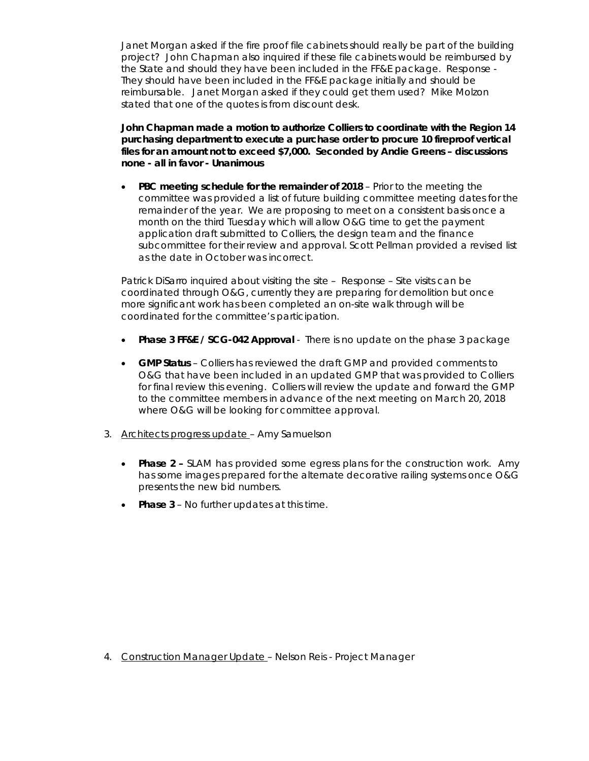Janet Morgan asked if the fire proof file cabinets should really be part of the building project? John Chapman also inquired if these file cabinets would be reimbursed by the State and should they have been included in the FF&E package. Response - They should have been included in the FF&E package initially and should be reimbursable. Janet Morgan asked if they could get them used? Mike Molzon stated that one of the quotes is from discount desk.

**John Chapman made a motion to authorize Colliers to coordinate with the Region 14 purchasing department to execute a purchase order to procure 10 fireproof vertical files for an amount not to exceed $7,000. Seconded by Andie Greens – discussions none - all in favor - Unanimous**

- **PBC meeting schedule for the remainder of 2018** – Prior to the meeting the committee was provided a list of future building committee meeting dates for the remainder of the year. We are proposing to meet on a consistent basis once a month on the third Tuesday which will allow O&G time to get the payment application draft submitted to Colliers, the design team and the finance subcommittee for their review and approval. Scott Pellman provided a revised list as the date in October was incorrect.

Patrick DiSarro inquired about visiting the site – Response – Site visits can be coordinated through O&G, currently they are preparing for demolition but once more significant work has been completed an on-site walk through will be coordinated for the committee's participation.

- **Phase 3 FF&E / SCG-042 Approval** - There is no update on the phase 3 package
- **GMP Status** – Colliers has reviewed the draft GMP and provided comments to O&G that have been included in an updated GMP that was provided to Colliers for final review this evening. Colliers will review the update and forward the GMP to the committee members in advance of the next meeting on March 20, 2018 where O&G will be looking for committee approval.

3. Architects progress update – Amy Samuelson

   - **Phase 2 –** SLAM has provided some egress plans for the construction work. Amy has some images prepared for the alternate decorative railing systems once O&G presents the new bid numbers.
   - **Phase 3** – No further updates at this time.

4. Construction Manager Update – Nelson Reis - Project Manager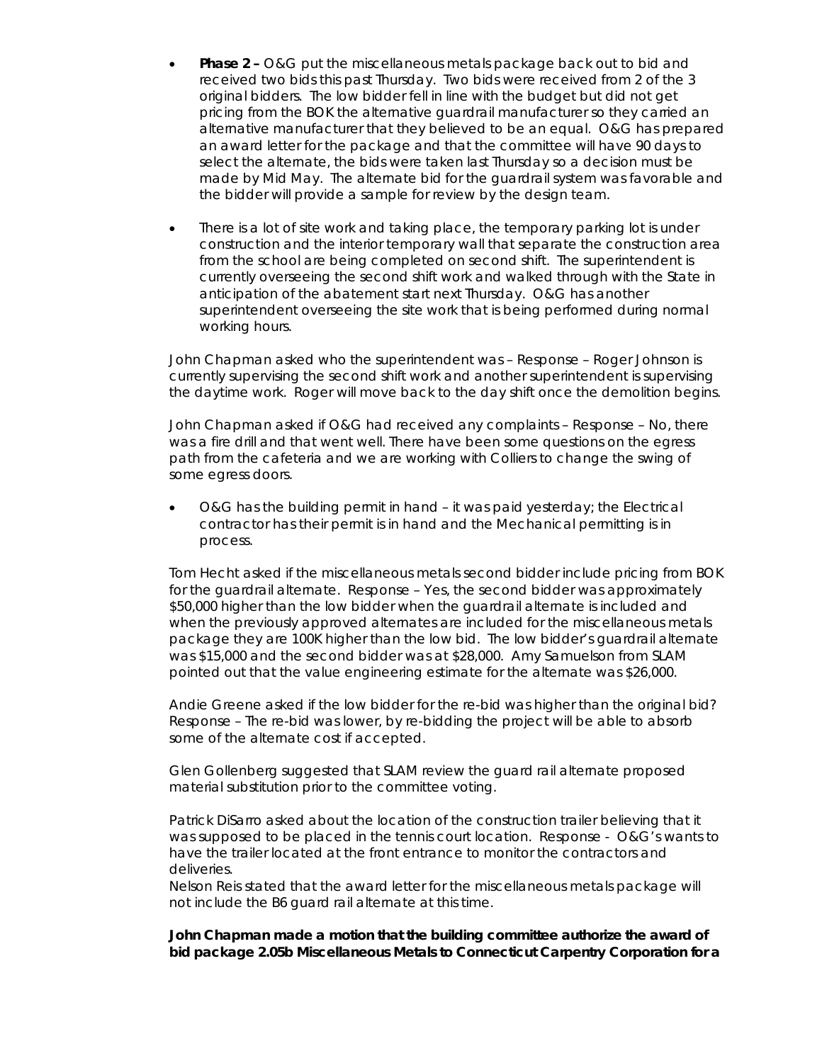- **Phase 2 –** O&G put the miscellaneous metals package back out to bid and received two bids this past Thursday. Two bids were received from 2 of the 3 original bidders. The low bidder fell in line with the budget but did not get pricing from the BOK the alternative guardrail manufacturer so they carried an alternative manufacturer that they believed to be an equal. O&G has prepared an award letter for the package and that the committee will have 90 days to select the alternate, the bids were taken last Thursday so a decision must be made by Mid May. The alternate bid for the guardrail system was favorable and the bidder will provide a sample for review by the design team.

- There is a lot of site work and taking place, the temporary parking lot is under construction and the interior temporary wall that separate the construction area from the school are being completed on second shift. The superintendent is currently overseeing the second shift work and walked through with the State in anticipation of the abatement start next Thursday. O&G has another superintendent overseeing the site work that is being performed during normal working hours.

John Chapman asked who the superintendent was – Response – Roger Johnson is currently supervising the second shift work and another superintendent is supervising the daytime work. Roger will move back to the day shift once the demolition begins.

John Chapman asked if O&G had received any complaints – Response – No, there was a fire drill and that went well. There have been some questions on the egress path from the cafeteria and we are working with Colliers to change the swing of some egress doors.

- O&G has the building permit in hand – it was paid yesterday; the Electrical contractor has their permit is in hand and the Mechanical permitting is in process.

Tom Hecht asked if the miscellaneous metals second bidder include pricing from BOK for the guardrail alternate. Response – Yes, the second bidder was approximately $50,000 higher than the low bidder when the guardrail alternate is included and when the previously approved alternates are included for the miscellaneous metals package they are 100K higher than the low bid. The low bidder's guardrail alternate was $15,000 and the second bidder was at $28,000. Amy Samuelson from SLAM pointed out that the value engineering estimate for the alternate was $26,000.

Andie Greene asked if the low bidder for the re-bid was higher than the original bid? Response – The re-bid was lower, by re-bidding the project will be able to absorb some of the alternate cost if accepted.

Glen Gollenberg suggested that SLAM review the guard rail alternate proposed material substitution prior to the committee voting.

Patrick DiSarro asked about the location of the construction trailer believing that it was supposed to be placed in the tennis court location. Response - O&G's wants to have the trailer located at the front entrance to monitor the contractors and deliveries.
Nelson Reis stated that the award letter for the miscellaneous metals package will not include the B6 guard rail alternate at this time.

**John Chapman made a motion that the building committee authorize the award of bid package 2.05b Miscellaneous Metals to Connecticut Carpentry Corporation for a**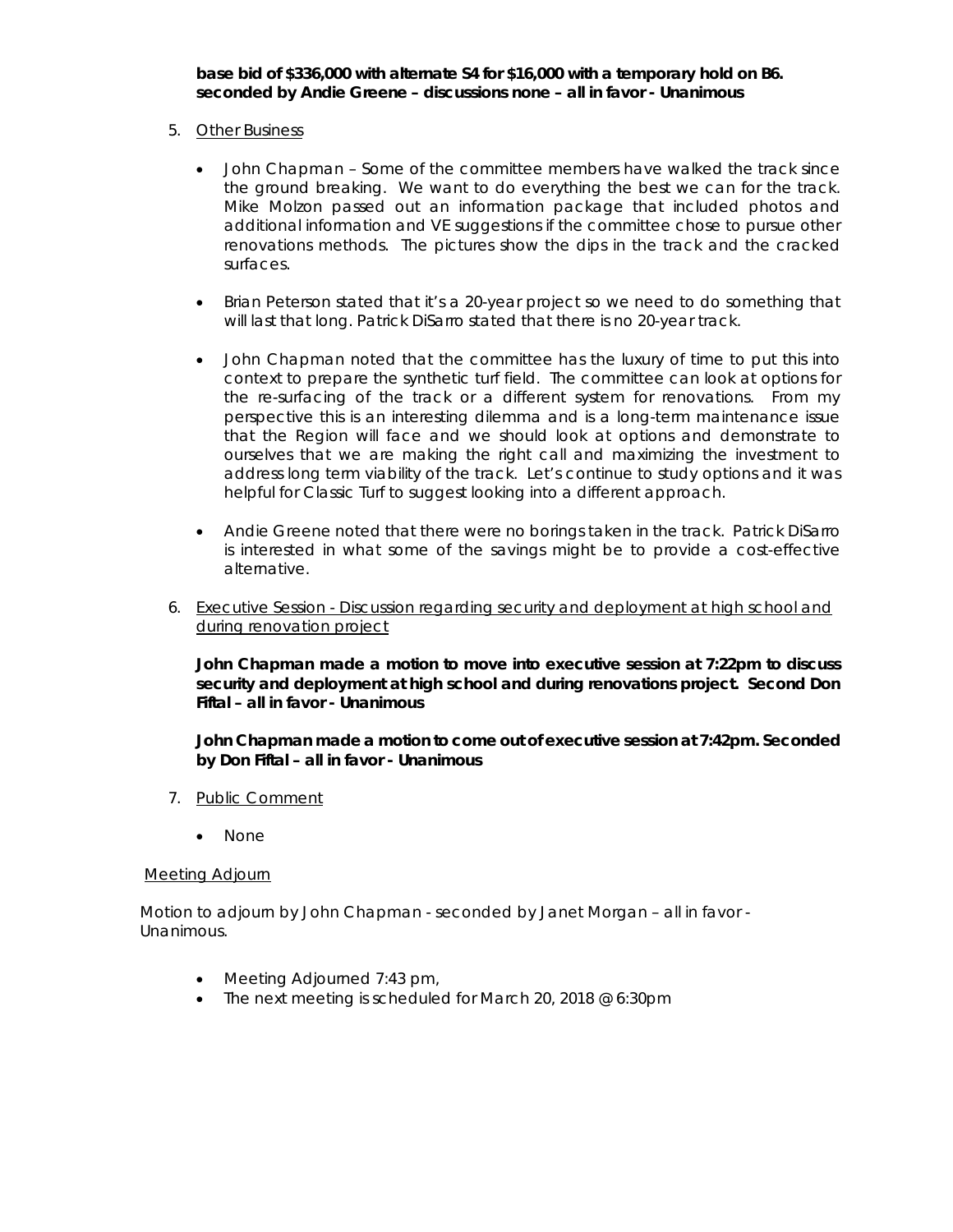**base bid of $336,000 with alternate S4 for $16,000 with a temporary hold on B6. seconded by Andie Greene – discussions none – all in favor - Unanimous**

5. Other Business

    - John Chapman – Some of the committee members have walked the track since the ground breaking. We want to do everything the best we can for the track. Mike Molzon passed out an information package that included photos and additional information and VE suggestions if the committee chose to pursue other renovations methods. The pictures show the dips in the track and the cracked surfaces.

    - Brian Peterson stated that it's a 20-year project so we need to do something that will last that long. Patrick DiSarro stated that there is no 20-year track.

    - John Chapman noted that the committee has the luxury of time to put this into context to prepare the synthetic turf field. The committee can look at options for the re-surfacing of the track or a different system for renovations. From my perspective this is an interesting dilemma and is a long-term maintenance issue that the Region will face and we should look at options and demonstrate to ourselves that we are making the right call and maximizing the investment to address long term viability of the track. Let's continue to study options and it was helpful for Classic Turf to suggest looking into a different approach.

    - Andie Greene noted that there were no borings taken in the track. Patrick DiSarro is interested in what some of the savings might be to provide a cost-effective alternative.

6. Executive Session - Discussion regarding security and deployment at high school and during renovation project

    **John Chapman made a motion to move into executive session at 7:22pm to discuss security and deployment at high school and during renovations project. Second Don Fiftal – all in favor - Unanimous**

    **John Chapman made a motion to come out of executive session at 7:42pm. Seconded by Don Fiftal – all in favor - Unanimous**

7. Public Comment

    - None

Meeting Adjourn

Motion to adjourn by John Chapman - seconded by Janet Morgan – all in favor - Unanimous.

- Meeting Adjourned 7:43 pm,
- The next meeting is scheduled for March 20, 2018 @ 6:30pm